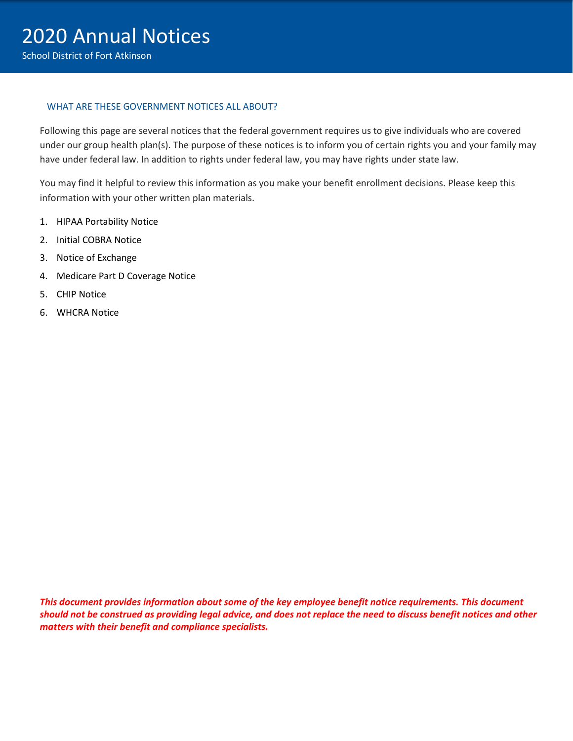# 2020 Annual Notices

School District of Fort Atkinson

## WHAT ARE THESE GOVERNMENT NOTICES ALL ABOUT?

Following this page are several notices that the federal government requires us to give individuals who are covered under our group health plan(s). The purpose of these notices is to inform you of certain rights you and your family may have under federal law. In addition to rights under federal law, you may have rights under state law.

You may find it helpful to review this information as you make your benefit enrollment decisions. Please keep this information with your other written plan materials.

1. HIPAA Portability Notice
2. Initial COBRA Notice
3. Notice of Exchange
4. Medicare Part D Coverage Notice
5. CHIP Notice
6. WHCRA Notice

***This document provides information about some of the key employee benefit notice requirements. This document should not be construed as providing legal advice, and does not replace the need to discuss benefit notices and other matters with their benefit and compliance specialists.***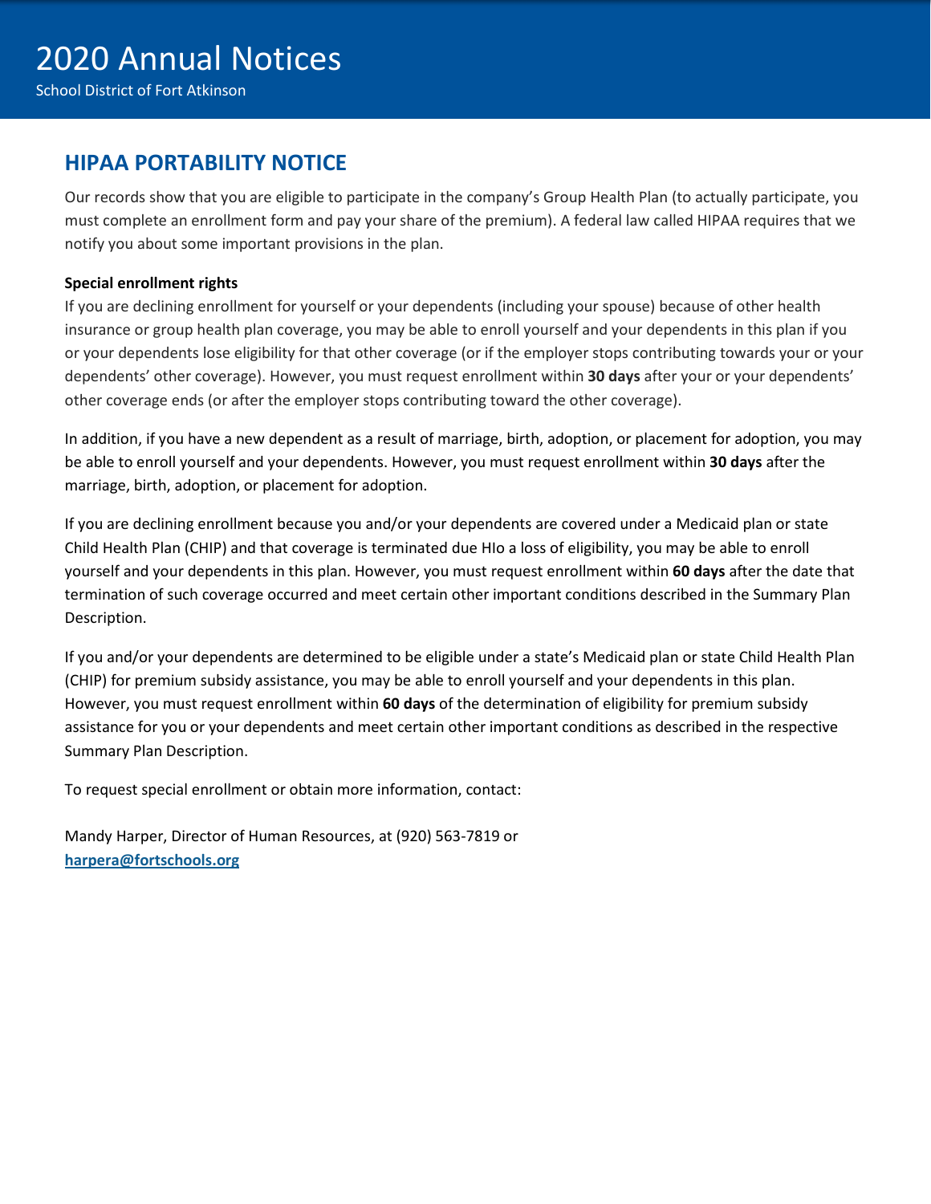# 2020 Annual Notices

School District of Fort Atkinson

## HIPAA PORTABILITY NOTICE

Our records show that you are eligible to participate in the company's Group Health Plan (to actually participate, you must complete an enrollment form and pay your share of the premium). A federal law called HIPAA requires that we notify you about some important provisions in the plan.

**Special enrollment rights**

If you are declining enrollment for yourself or your dependents (including your spouse) because of other health insurance or group health plan coverage, you may be able to enroll yourself and your dependents in this plan if you or your dependents lose eligibility for that other coverage (or if the employer stops contributing towards your or your dependents' other coverage). However, you must request enrollment within **30 days** after your or your dependents' other coverage ends (or after the employer stops contributing toward the other coverage).

In addition, if you have a new dependent as a result of marriage, birth, adoption, or placement for adoption, you may be able to enroll yourself and your dependents. However, you must request enrollment within **30 days** after the marriage, birth, adoption, or placement for adoption.

If you are declining enrollment because you and/or your dependents are covered under a Medicaid plan or state Child Health Plan (CHIP) and that coverage is terminated due HIo a loss of eligibility, you may be able to enroll yourself and your dependents in this plan. However, you must request enrollment within **60 days** after the date that termination of such coverage occurred and meet certain other important conditions described in the Summary Plan Description.

If you and/or your dependents are determined to be eligible under a state's Medicaid plan or state Child Health Plan (CHIP) for premium subsidy assistance, you may be able to enroll yourself and your dependents in this plan. However, you must request enrollment within **60 days** of the determination of eligibility for premium subsidy assistance for you or your dependents and meet certain other important conditions as described in the respective Summary Plan Description.

To request special enrollment or obtain more information, contact:

Mandy Harper, Director of Human Resources, at (920) 563-7819 or
**harpera@fortschools.org**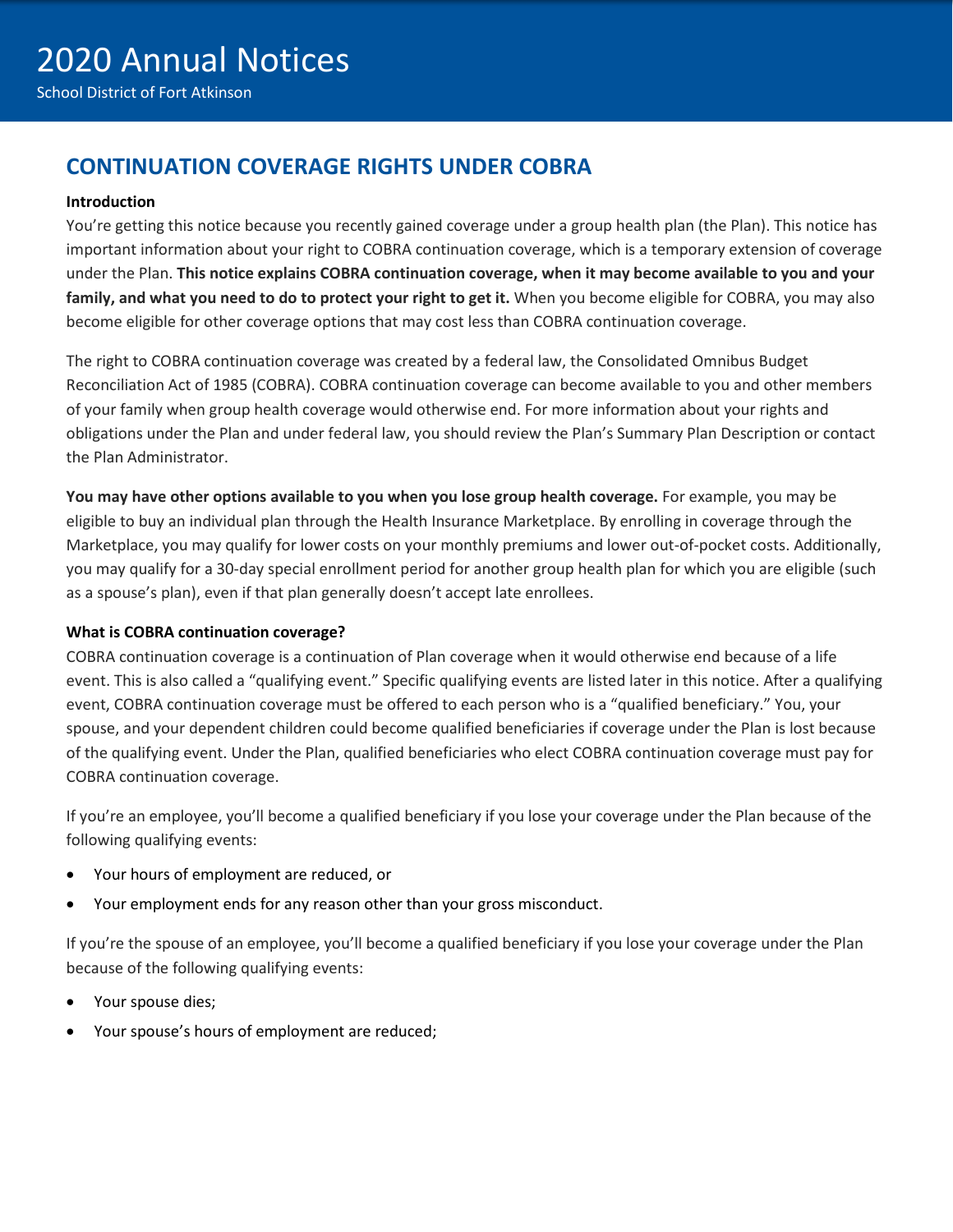## CONTINUATION COVERAGE RIGHTS UNDER COBRA

**Introduction**

You're getting this notice because you recently gained coverage under a group health plan (the Plan). This notice has important information about your right to COBRA continuation coverage, which is a temporary extension of coverage under the Plan. **This notice explains COBRA continuation coverage, when it may become available to you and your family, and what you need to do to protect your right to get it.** When you become eligible for COBRA, you may also become eligible for other coverage options that may cost less than COBRA continuation coverage.

The right to COBRA continuation coverage was created by a federal law, the Consolidated Omnibus Budget Reconciliation Act of 1985 (COBRA). COBRA continuation coverage can become available to you and other members of your family when group health coverage would otherwise end. For more information about your rights and obligations under the Plan and under federal law, you should review the Plan's Summary Plan Description or contact the Plan Administrator.

**You may have other options available to you when you lose group health coverage.** For example, you may be eligible to buy an individual plan through the Health Insurance Marketplace. By enrolling in coverage through the Marketplace, you may qualify for lower costs on your monthly premiums and lower out-of-pocket costs. Additionally, you may qualify for a 30-day special enrollment period for another group health plan for which you are eligible (such as a spouse's plan), even if that plan generally doesn't accept late enrollees.

**What is COBRA continuation coverage?**

COBRA continuation coverage is a continuation of Plan coverage when it would otherwise end because of a life event. This is also called a "qualifying event." Specific qualifying events are listed later in this notice. After a qualifying event, COBRA continuation coverage must be offered to each person who is a "qualified beneficiary." You, your spouse, and your dependent children could become qualified beneficiaries if coverage under the Plan is lost because of the qualifying event. Under the Plan, qualified beneficiaries who elect COBRA continuation coverage must pay for COBRA continuation coverage.

If you're an employee, you'll become a qualified beneficiary if you lose your coverage under the Plan because of the following qualifying events:

- Your hours of employment are reduced, or
- Your employment ends for any reason other than your gross misconduct.

If you're the spouse of an employee, you'll become a qualified beneficiary if you lose your coverage under the Plan because of the following qualifying events:

- Your spouse dies;
- Your spouse's hours of employment are reduced;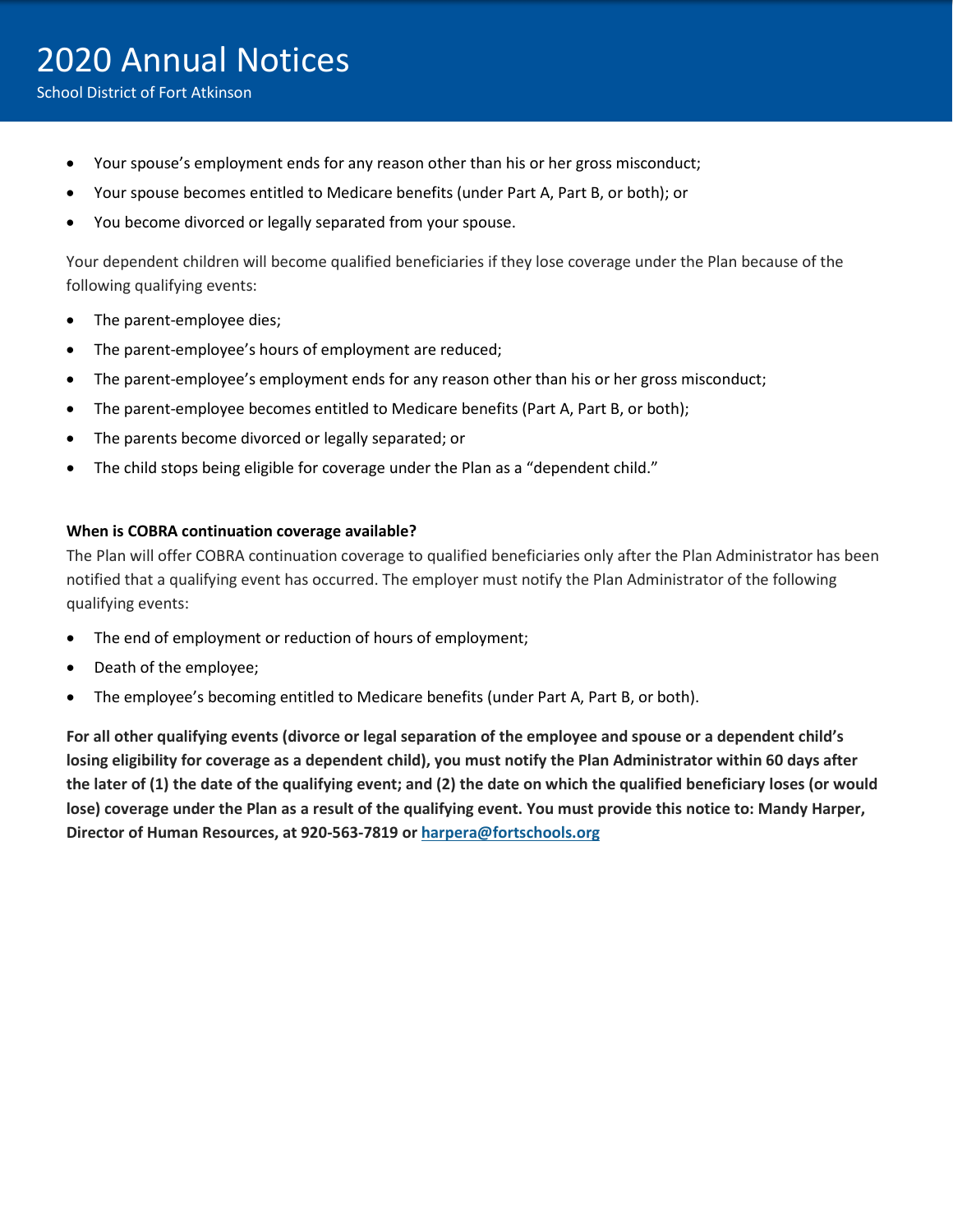- Your spouse's employment ends for any reason other than his or her gross misconduct;
- Your spouse becomes entitled to Medicare benefits (under Part A, Part B, or both); or
- You become divorced or legally separated from your spouse.

Your dependent children will become qualified beneficiaries if they lose coverage under the Plan because of the following qualifying events:

- The parent-employee dies;
- The parent-employee's hours of employment are reduced;
- The parent-employee's employment ends for any reason other than his or her gross misconduct;
- The parent-employee becomes entitled to Medicare benefits (Part A, Part B, or both);
- The parents become divorced or legally separated; or
- The child stops being eligible for coverage under the Plan as a "dependent child."

**When is COBRA continuation coverage available?**

The Plan will offer COBRA continuation coverage to qualified beneficiaries only after the Plan Administrator has been notified that a qualifying event has occurred. The employer must notify the Plan Administrator of the following qualifying events:

- The end of employment or reduction of hours of employment;
- Death of the employee;
- The employee's becoming entitled to Medicare benefits (under Part A, Part B, or both).

**For all other qualifying events (divorce or legal separation of the employee and spouse or a dependent child's losing eligibility for coverage as a dependent child), you must notify the Plan Administrator within 60 days after the later of (1) the date of the qualifying event; and (2) the date on which the qualified beneficiary loses (or would lose) coverage under the Plan as a result of the qualifying event. You must provide this notice to: Mandy Harper, Director of Human Resources, at 920-563-7819 or harpera@fortschools.org**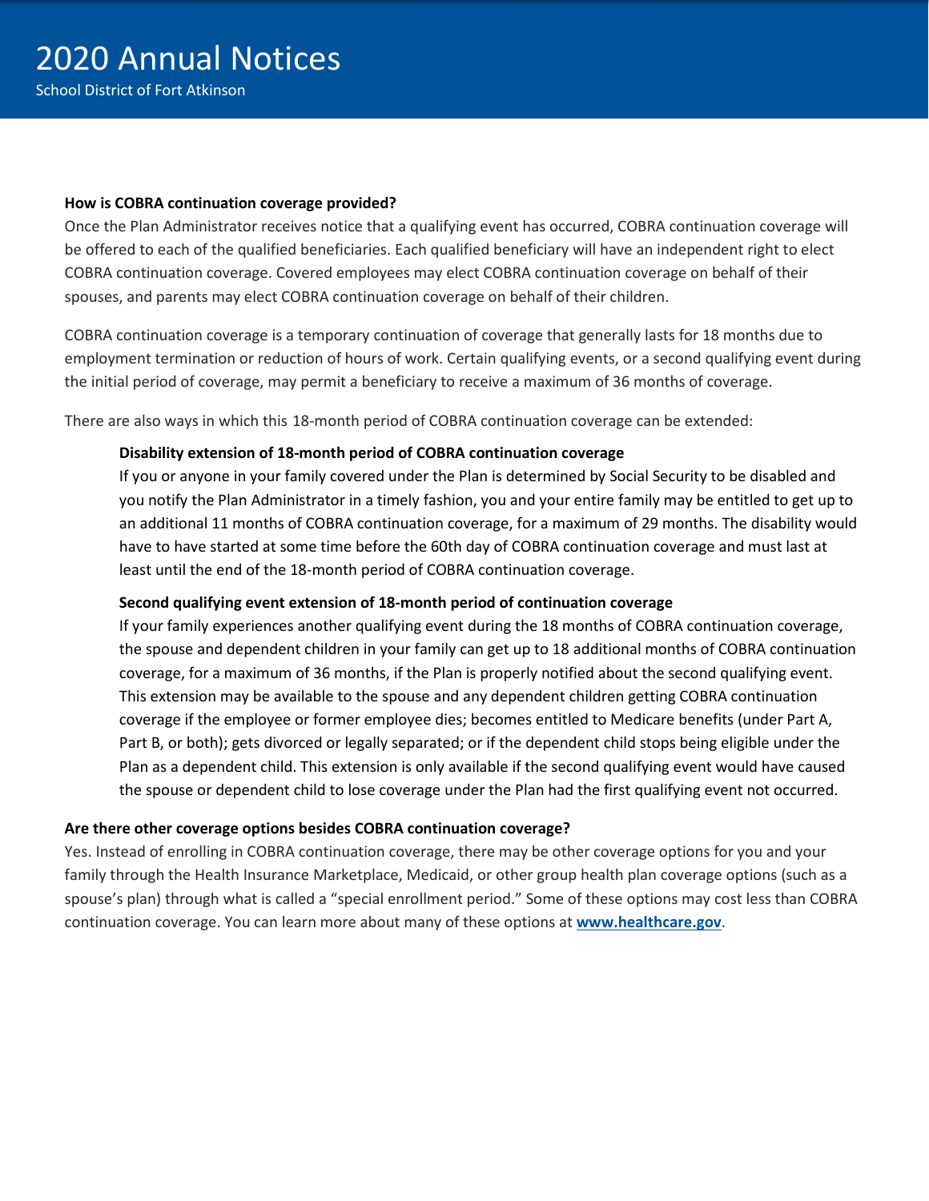**How is COBRA continuation coverage provided?**

Once the Plan Administrator receives notice that a qualifying event has occurred, COBRA continuation coverage will be offered to each of the qualified beneficiaries. Each qualified beneficiary will have an independent right to elect COBRA continuation coverage. Covered employees may elect COBRA continuation coverage on behalf of their spouses, and parents may elect COBRA continuation coverage on behalf of their children.

COBRA continuation coverage is a temporary continuation of coverage that generally lasts for 18 months due to employment termination or reduction of hours of work. Certain qualifying events, or a second qualifying event during the initial period of coverage, may permit a beneficiary to receive a maximum of 36 months of coverage.

There are also ways in which this 18-month period of COBRA continuation coverage can be extended:

**Disability extension of 18-month period of COBRA continuation coverage**

If you or anyone in your family covered under the Plan is determined by Social Security to be disabled and you notify the Plan Administrator in a timely fashion, you and your entire family may be entitled to get up to an additional 11 months of COBRA continuation coverage, for a maximum of 29 months. The disability would have to have started at some time before the 60th day of COBRA continuation coverage and must last at least until the end of the 18-month period of COBRA continuation coverage.

**Second qualifying event extension of 18-month period of continuation coverage**

If your family experiences another qualifying event during the 18 months of COBRA continuation coverage, the spouse and dependent children in your family can get up to 18 additional months of COBRA continuation coverage, for a maximum of 36 months, if the Plan is properly notified about the second qualifying event. This extension may be available to the spouse and any dependent children getting COBRA continuation coverage if the employee or former employee dies; becomes entitled to Medicare benefits (under Part A, Part B, or both); gets divorced or legally separated; or if the dependent child stops being eligible under the Plan as a dependent child. This extension is only available if the second qualifying event would have caused the spouse or dependent child to lose coverage under the Plan had the first qualifying event not occurred.

**Are there other coverage options besides COBRA continuation coverage?**

Yes. Instead of enrolling in COBRA continuation coverage, there may be other coverage options for you and your family through the Health Insurance Marketplace, Medicaid, or other group health plan coverage options (such as a spouse's plan) through what is called a "special enrollment period." Some of these options may cost less than COBRA continuation coverage. You can learn more about many of these options at **www.healthcare.gov**.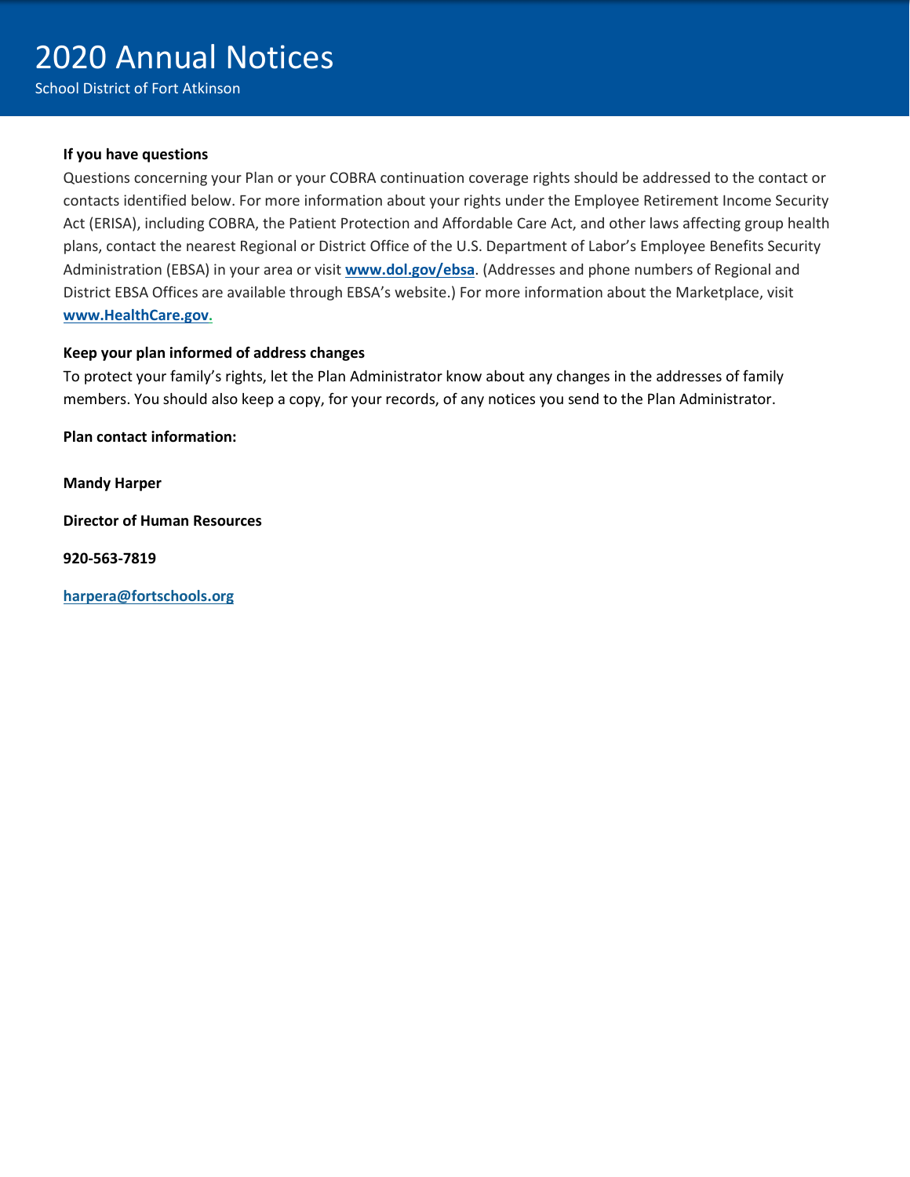**If you have questions**

Questions concerning your Plan or your COBRA continuation coverage rights should be addressed to the contact or contacts identified below. For more information about your rights under the Employee Retirement Income Security Act (ERISA), including COBRA, the Patient Protection and Affordable Care Act, and other laws affecting group health plans, contact the nearest Regional or District Office of the U.S. Department of Labor's Employee Benefits Security Administration (EBSA) in your area or visit **www.dol.gov/ebsa**. (Addresses and phone numbers of Regional and District EBSA Offices are available through EBSA's website.) For more information about the Marketplace, visit **www.HealthCare.gov.**

**Keep your plan informed of address changes**

To protect your family's rights, let the Plan Administrator know about any changes in the addresses of family members. You should also keep a copy, for your records, of any notices you send to the Plan Administrator.

**Plan contact information:**

**Mandy Harper**

**Director of Human Resources**

**920-563-7819**

**harpera@fortschools.org**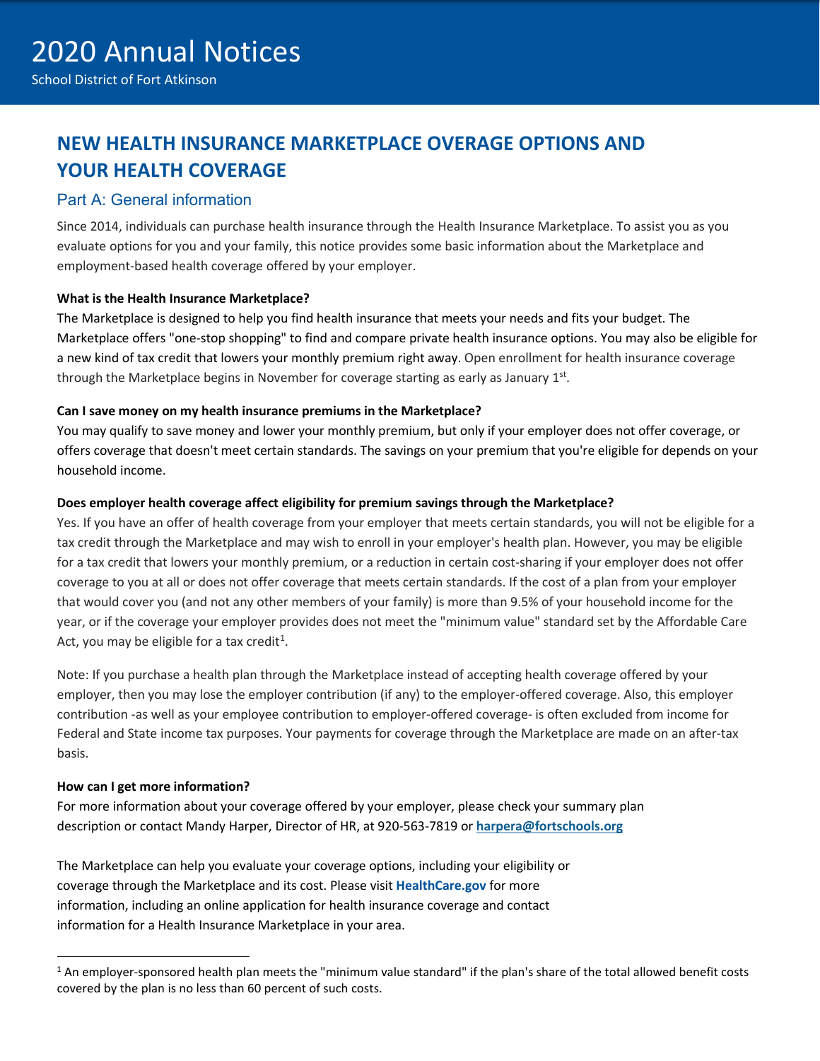# 2020 Annual Notices

School District of Fort Atkinson

## NEW HEALTH INSURANCE MARKETPLACE OVERAGE OPTIONS AND YOUR HEALTH COVERAGE

### Part A: General information

Since 2014, individuals can purchase health insurance through the Health Insurance Marketplace. To assist you as you evaluate options for you and your family, this notice provides some basic information about the Marketplace and employment-based health coverage offered by your employer.

**What is the Health Insurance Marketplace?**

The Marketplace is designed to help you find health insurance that meets your needs and fits your budget. The Marketplace offers "one-stop shopping" to find and compare private health insurance options. You may also be eligible for a new kind of tax credit that lowers your monthly premium right away. Open enrollment for health insurance coverage through the Marketplace begins in November for coverage starting as early as January 1st.

**Can I save money on my health insurance premiums in the Marketplace?**

You may qualify to save money and lower your monthly premium, but only if your employer does not offer coverage, or offers coverage that doesn't meet certain standards. The savings on your premium that you're eligible for depends on your household income.

**Does employer health coverage affect eligibility for premium savings through the Marketplace?**

Yes. If you have an offer of health coverage from your employer that meets certain standards, you will not be eligible for a tax credit through the Marketplace and may wish to enroll in your employer's health plan. However, you may be eligible for a tax credit that lowers your monthly premium, or a reduction in certain cost-sharing if your employer does not offer coverage to you at all or does not offer coverage that meets certain standards. If the cost of a plan from your employer that would cover you (and not any other members of your family) is more than 9.5% of your household income for the year, or if the coverage your employer provides does not meet the "minimum value" standard set by the Affordable Care Act, you may be eligible for a tax credit[1].

Note: If you purchase a health plan through the Marketplace instead of accepting health coverage offered by your employer, then you may lose the employer contribution (if any) to the employer-offered coverage. Also, this employer contribution -as well as your employee contribution to employer-offered coverage- is often excluded from income for Federal and State income tax purposes. Your payments for coverage through the Marketplace are made on an after-tax basis.

**How can I get more information?**

For more information about your coverage offered by your employer, please check your summary plan description or contact Mandy Harper, Director of HR, at 920-563-7819 or **harpera@fortschools.org**

The Marketplace can help you evaluate your coverage options, including your eligibility or coverage through the Marketplace and its cost. Please visit **HealthCare.gov** for more information, including an online application for health insurance coverage and contact information for a Health Insurance Marketplace in your area.

---

[1] An employer-sponsored health plan meets the "minimum value standard" if the plan's share of the total allowed benefit costs covered by the plan is no less than 60 percent of such costs.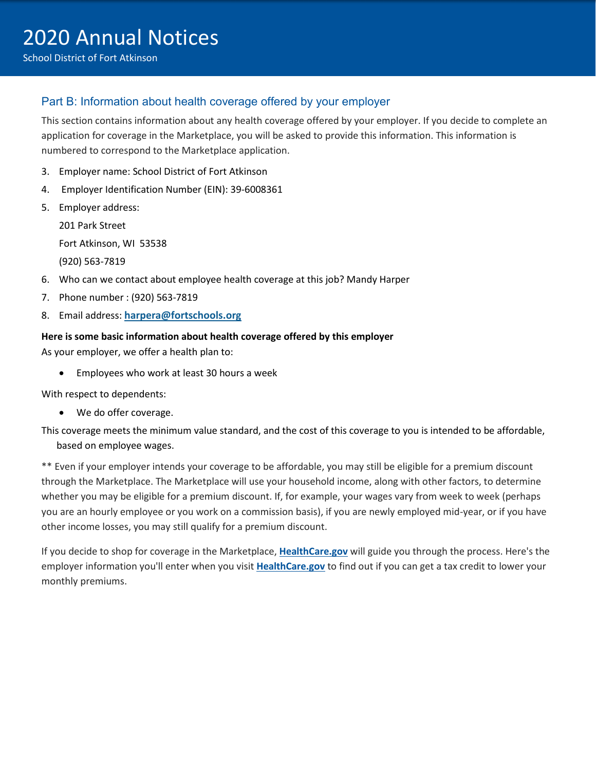## Part B: Information about health coverage offered by your employer

This section contains information about any health coverage offered by your employer. If you decide to complete an application for coverage in the Marketplace, you will be asked to provide this information. This information is numbered to correspond to the Marketplace application.

3. Employer name: School District of Fort Atkinson
4. Employer Identification Number (EIN): 39-6008361
5. Employer address:

   201 Park Street

   Fort Atkinson, WI 53538

   (920) 563-7819
6. Who can we contact about employee health coverage at this job? Mandy Harper
7. Phone number : (920) 563-7819
8. Email address: **harpera@fortschools.org**

**Here is some basic information about health coverage offered by this employer**

As your employer, we offer a health plan to:

- Employees who work at least 30 hours a week

With respect to dependents:

- We do offer coverage.

This coverage meets the minimum value standard, and the cost of this coverage to you is intended to be affordable, based on employee wages.

** Even if your employer intends your coverage to be affordable, you may still be eligible for a premium discount through the Marketplace. The Marketplace will use your household income, along with other factors, to determine whether you may be eligible for a premium discount. If, for example, your wages vary from week to week (perhaps you are an hourly employee or you work on a commission basis), if you are newly employed mid-year, or if you have other income losses, you may still qualify for a premium discount.

If you decide to shop for coverage in the Marketplace, **HealthCare.gov** will guide you through the process. Here's the employer information you'll enter when you visit **HealthCare.gov** to find out if you can get a tax credit to lower your monthly premiums.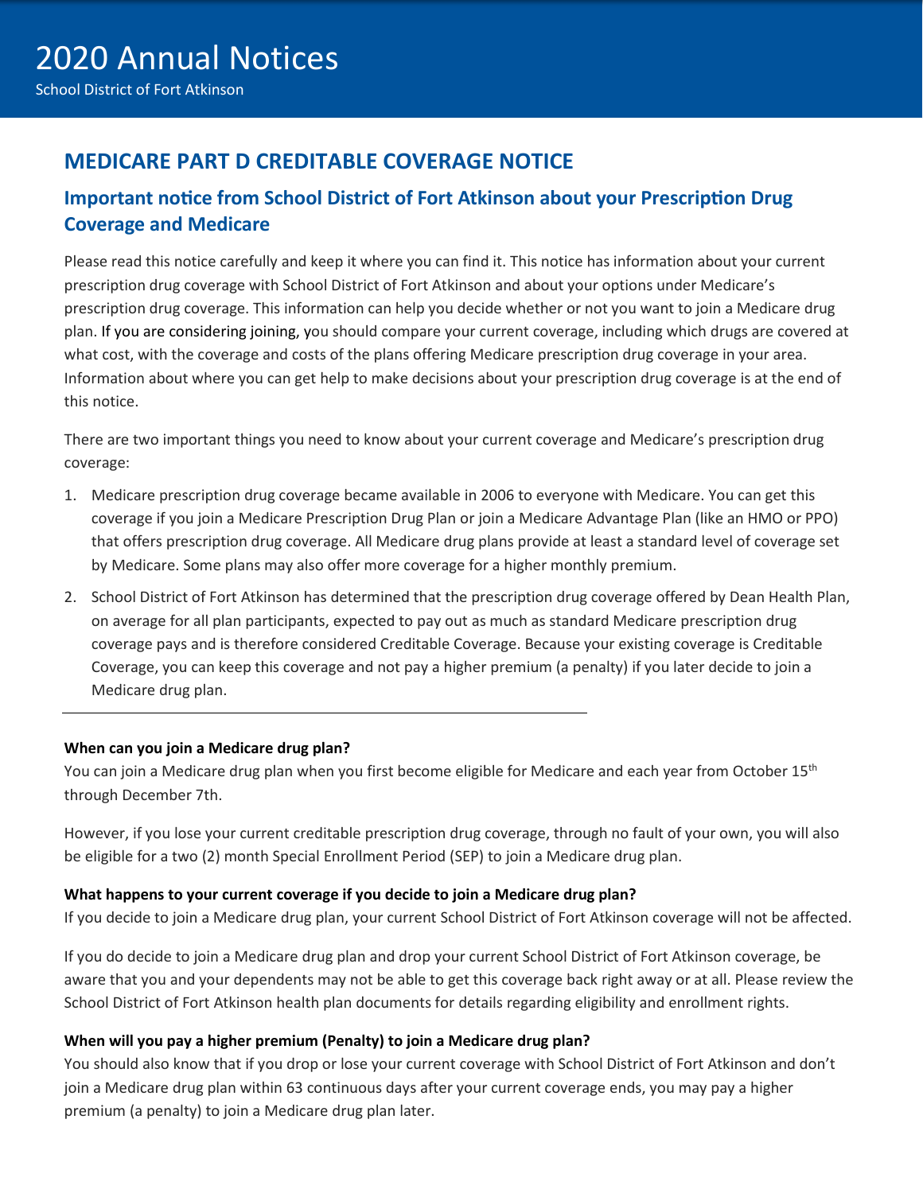# 2020 Annual Notices

School District of Fort Atkinson

## MEDICARE PART D CREDITABLE COVERAGE NOTICE

### Important notice from School District of Fort Atkinson about your Prescription Drug Coverage and Medicare

Please read this notice carefully and keep it where you can find it. This notice has information about your current prescription drug coverage with School District of Fort Atkinson and about your options under Medicare's prescription drug coverage. This information can help you decide whether or not you want to join a Medicare drug plan. If you are considering joining, you should compare your current coverage, including which drugs are covered at what cost, with the coverage and costs of the plans offering Medicare prescription drug coverage in your area. Information about where you can get help to make decisions about your prescription drug coverage is at the end of this notice.

There are two important things you need to know about your current coverage and Medicare's prescription drug coverage:

1. Medicare prescription drug coverage became available in 2006 to everyone with Medicare. You can get this coverage if you join a Medicare Prescription Drug Plan or join a Medicare Advantage Plan (like an HMO or PPO) that offers prescription drug coverage. All Medicare drug plans provide at least a standard level of coverage set by Medicare. Some plans may also offer more coverage for a higher monthly premium.
2. School District of Fort Atkinson has determined that the prescription drug coverage offered by Dean Health Plan, on average for all plan participants, expected to pay out as much as standard Medicare prescription drug coverage pays and is therefore considered Creditable Coverage. Because your existing coverage is Creditable Coverage, you can keep this coverage and not pay a higher premium (a penalty) if you later decide to join a Medicare drug plan.

---

**When can you join a Medicare drug plan?**

You can join a Medicare drug plan when you first become eligible for Medicare and each year from October 15th through December 7th.

However, if you lose your current creditable prescription drug coverage, through no fault of your own, you will also be eligible for a two (2) month Special Enrollment Period (SEP) to join a Medicare drug plan.

**What happens to your current coverage if you decide to join a Medicare drug plan?**

If you decide to join a Medicare drug plan, your current School District of Fort Atkinson coverage will not be affected.

If you do decide to join a Medicare drug plan and drop your current School District of Fort Atkinson coverage, be aware that you and your dependents may not be able to get this coverage back right away or at all. Please review the School District of Fort Atkinson health plan documents for details regarding eligibility and enrollment rights.

**When will you pay a higher premium (Penalty) to join a Medicare drug plan?**

You should also know that if you drop or lose your current coverage with School District of Fort Atkinson and don't join a Medicare drug plan within 63 continuous days after your current coverage ends, you may pay a higher premium (a penalty) to join a Medicare drug plan later.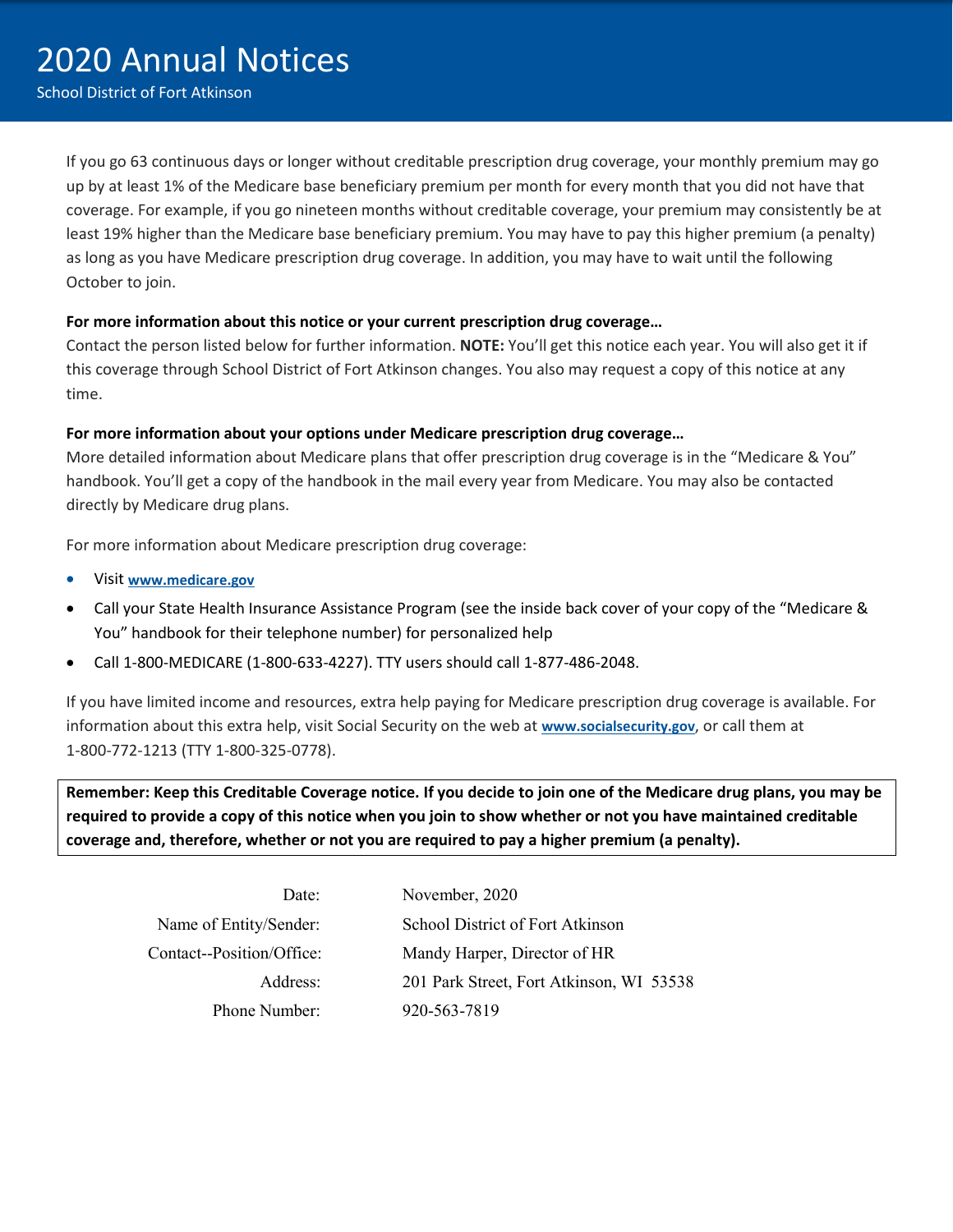If you go 63 continuous days or longer without creditable prescription drug coverage, your monthly premium may go up by at least 1% of the Medicare base beneficiary premium per month for every month that you did not have that coverage. For example, if you go nineteen months without creditable coverage, your premium may consistently be at least 19% higher than the Medicare base beneficiary premium. You may have to pay this higher premium (a penalty) as long as you have Medicare prescription drug coverage. In addition, you may have to wait until the following October to join.

**For more information about this notice or your current prescription drug coverage…**

Contact the person listed below for further information. **NOTE:** You'll get this notice each year. You will also get it if this coverage through School District of Fort Atkinson changes. You also may request a copy of this notice at any time.

**For more information about your options under Medicare prescription drug coverage…**

More detailed information about Medicare plans that offer prescription drug coverage is in the "Medicare & You" handbook. You'll get a copy of the handbook in the mail every year from Medicare. You may also be contacted directly by Medicare drug plans.

For more information about Medicare prescription drug coverage:

- Visit **www.medicare.gov**
- Call your State Health Insurance Assistance Program (see the inside back cover of your copy of the "Medicare & You" handbook for their telephone number) for personalized help
- Call 1-800-MEDICARE (1-800-633-4227). TTY users should call 1-877-486-2048.

If you have limited income and resources, extra help paying for Medicare prescription drug coverage is available. For information about this extra help, visit Social Security on the web at **www.socialsecurity.gov**, or call them at 1-800-772-1213 (TTY 1-800-325-0778).

**Remember: Keep this Creditable Coverage notice. If you decide to join one of the Medicare drug plans, you may be required to provide a copy of this notice when you join to show whether or not you have maintained creditable coverage and, therefore, whether or not you are required to pay a higher premium (a penalty).**

| | |
|---|---|
| Date: | November, 2020 |
| Name of Entity/Sender: | School District of Fort Atkinson |
| Contact--Position/Office: | Mandy Harper, Director of HR |
| Address: | 201 Park Street, Fort Atkinson, WI 53538 |
| Phone Number: | 920-563-7819 |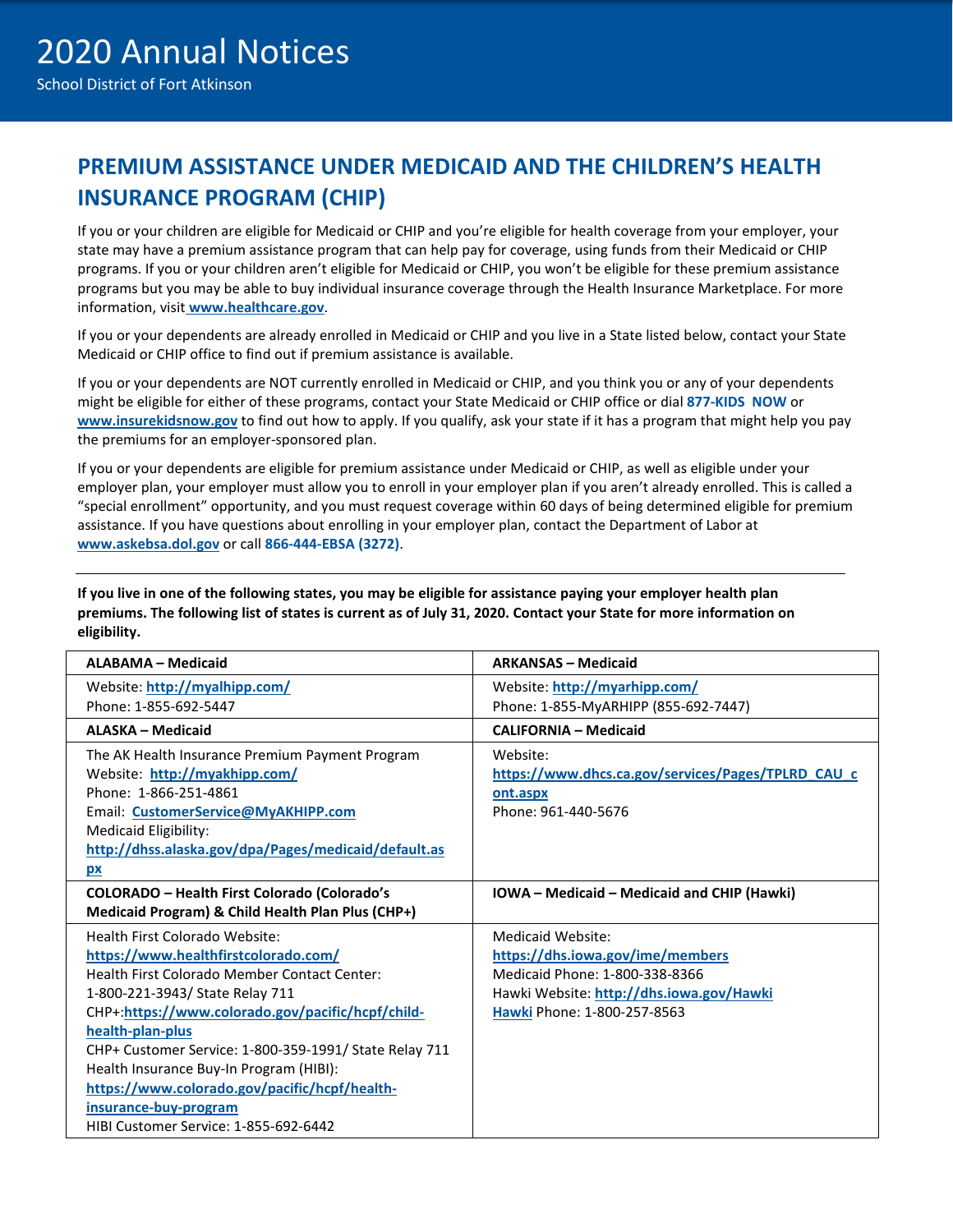# 2020 Annual Notices

School District of Fort Atkinson

## PREMIUM ASSISTANCE UNDER MEDICAID AND THE CHILDREN'S HEALTH INSURANCE PROGRAM (CHIP)

If you or your children are eligible for Medicaid or CHIP and you're eligible for health coverage from your employer, your state may have a premium assistance program that can help pay for coverage, using funds from their Medicaid or CHIP programs. If you or your children aren't eligible for Medicaid or CHIP, you won't be eligible for these premium assistance programs but you may be able to buy individual insurance coverage through the Health Insurance Marketplace. For more information, visit **www.healthcare.gov**.

If you or your dependents are already enrolled in Medicaid or CHIP and you live in a State listed below, contact your State Medicaid or CHIP office to find out if premium assistance is available.

If you or your dependents are NOT currently enrolled in Medicaid or CHIP, and you think you or any of your dependents might be eligible for either of these programs, contact your State Medicaid or CHIP office or dial **877-KIDS NOW** or **www.insurekidsnow.gov** to find out how to apply. If you qualify, ask your state if it has a program that might help you pay the premiums for an employer-sponsored plan.

If you or your dependents are eligible for premium assistance under Medicaid or CHIP, as well as eligible under your employer plan, your employer must allow you to enroll in your employer plan if you aren't already enrolled. This is called a "special enrollment" opportunity, and you must request coverage within 60 days of being determined eligible for premium assistance. If you have questions about enrolling in your employer plan, contact the Department of Labor at **www.askebsa.dol.gov** or call **866-444-EBSA (3272)**.

---

**If you live in one of the following states, you may be eligible for assistance paying your employer health plan premiums. The following list of states is current as of July 31, 2020. Contact your State for more information on eligibility.**

| ALABAMA – Medicaid | ARKANSAS – Medicaid |
|---|---|
| Website: **http://myalhipp.com/**<br>Phone: 1-855-692-5447 | Website: **http://myarhipp.com/**<br>Phone: 1-855-MyARHIPP (855-692-7447) |
| **ALASKA – Medicaid** | **CALIFORNIA – Medicaid** |
| The AK Health Insurance Premium Payment Program<br>Website: **http://myakhipp.com/**<br>Phone: 1-866-251-4861<br>Email: **CustomerService@MyAKHIPP.com**<br>Medicaid Eligibility: **http://dhss.alaska.gov/dpa/Pages/medicaid/default.aspx** | Website: **https://www.dhcs.ca.gov/services/Pages/TPLRD_CAU_cont.aspx**<br>Phone: 961-440-5676 |
| **COLORADO – Health First Colorado (Colorado's Medicaid Program) & Child Health Plan Plus (CHP+)** | **IOWA – Medicaid – Medicaid and CHIP (Hawki)** |
| Health First Colorado Website: **https://www.healthfirstcolorado.com/**<br>Health First Colorado Member Contact Center: 1-800-221-3943/ State Relay 711<br>CHP+:**https://www.colorado.gov/pacific/hcpf/child-health-plan-plus**<br>CHP+ Customer Service: 1-800-359-1991/ State Relay 711<br>Health Insurance Buy-In Program (HIBI): **https://www.colorado.gov/pacific/hcpf/health-insurance-buy-program**<br>HIBI Customer Service: 1-855-692-6442 | Medicaid Website: **https://dhs.iowa.gov/ime/members**<br>Medicaid Phone: 1-800-338-8366<br>Hawki Website: **http://dhs.iowa.gov/Hawki**<br>**Hawki** Phone: 1-800-257-8563 |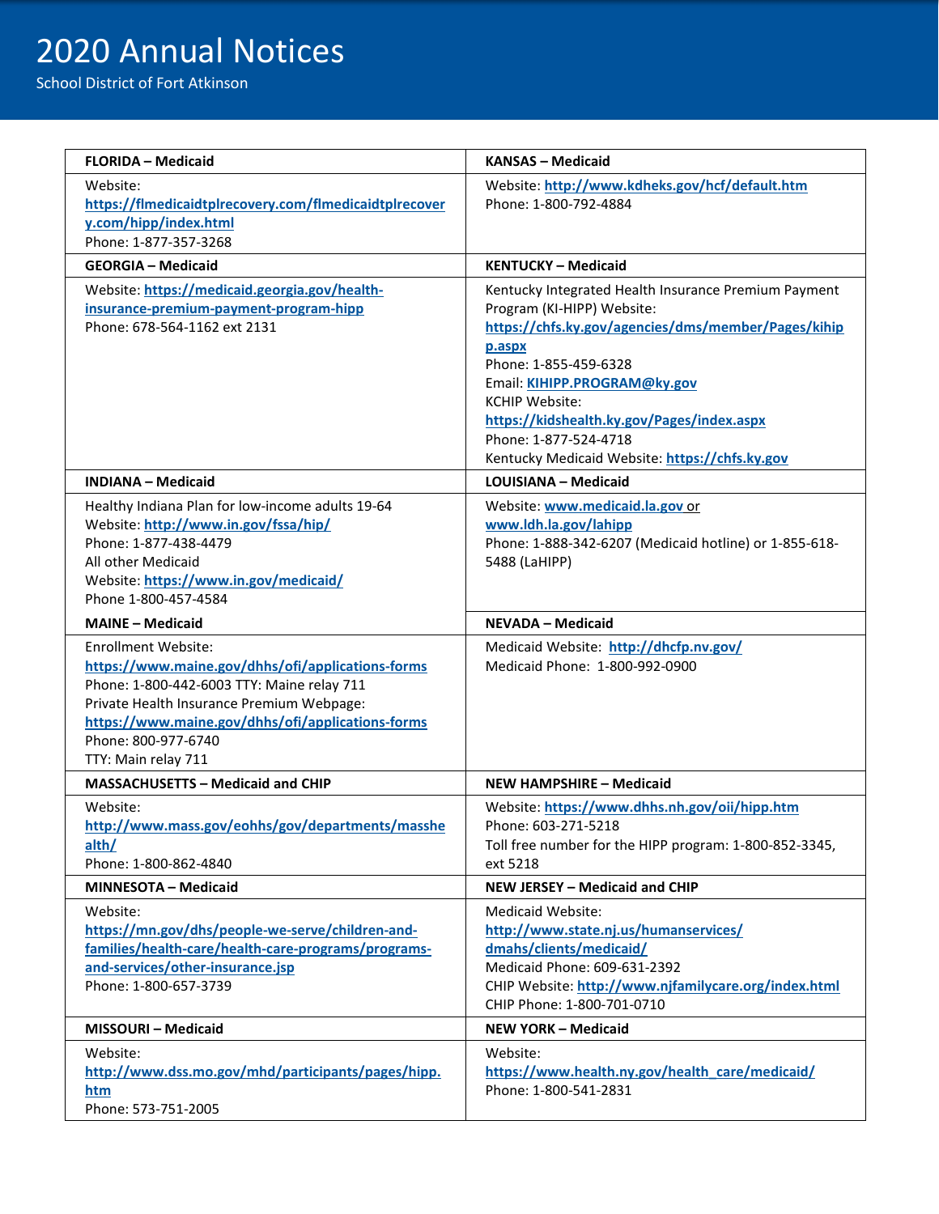| FLORIDA – Medicaid | KANSAS – Medicaid |
| --- | --- |
| Website: https://flmedicaidtplrecovery.com/flmedicaidtplrecovery.com/hipp/index.html<br>Phone: 1-877-357-3268 | Website: http://www.kdheks.gov/hcf/default.htm<br>Phone: 1-800-792-4884 |
| **GEORGIA – Medicaid** | **KENTUCKY – Medicaid** |
| Website: https://medicaid.georgia.gov/health-insurance-premium-payment-program-hipp<br>Phone: 678-564-1162 ext 2131 | Kentucky Integrated Health Insurance Premium Payment Program (KI-HIPP) Website: https://chfs.ky.gov/agencies/dms/member/Pages/kihipp.aspx<br>Phone: 1-855-459-6328<br>Email: KIHIPP.PROGRAM@ky.gov<br>KCHIP Website: https://kidshealth.ky.gov/Pages/index.aspx<br>Phone: 1-877-524-4718<br>Kentucky Medicaid Website: https://chfs.ky.gov |
| **INDIANA – Medicaid** | **LOUISIANA – Medicaid** |
| Healthy Indiana Plan for low-income adults 19-64<br>Website: http://www.in.gov/fssa/hip/<br>Phone: 1-877-438-4479<br>All other Medicaid<br>Website: https://www.in.gov/medicaid/<br>Phone 1-800-457-4584 | Website: www.medicaid.la.gov or www.ldh.la.gov/lahipp<br>Phone: 1-888-342-6207 (Medicaid hotline) or 1-855-618-5488 (LaHIPP) |
| **MAINE – Medicaid** | **NEVADA – Medicaid** |
| Enrollment Website: https://www.maine.gov/dhhs/ofi/applications-forms<br>Phone: 1-800-442-6003 TTY: Maine relay 711<br>Private Health Insurance Premium Webpage: https://www.maine.gov/dhhs/ofi/applications-forms<br>Phone: 800-977-6740<br>TTY: Main relay 711 | Medicaid Website: http://dhcfp.nv.gov/<br>Medicaid Phone: 1-800-992-0900 |
| **MASSACHUSETTS – Medicaid and CHIP** | **NEW HAMPSHIRE – Medicaid** |
| Website: http://www.mass.gov/eohhs/gov/departments/masshealth/<br>Phone: 1-800-862-4840 | Website: https://www.dhhs.nh.gov/oii/hipp.htm<br>Phone: 603-271-5218<br>Toll free number for the HIPP program: 1-800-852-3345, ext 5218 |
| **MINNESOTA – Medicaid** | **NEW JERSEY – Medicaid and CHIP** |
| Website: https://mn.gov/dhs/people-we-serve/children-and-families/health-care/health-care-programs/programs-and-services/other-insurance.jsp<br>Phone: 1-800-657-3739 | Medicaid Website: http://www.state.nj.us/humanservices/dmahs/clients/medicaid/<br>Medicaid Phone: 609-631-2392<br>CHIP Website: http://www.njfamilycare.org/index.html<br>CHIP Phone: 1-800-701-0710 |
| **MISSOURI – Medicaid** | **NEW YORK – Medicaid** |
| Website: http://www.dss.mo.gov/mhd/participants/pages/hipp.htm<br>Phone: 573-751-2005 | Website: https://www.health.ny.gov/health_care/medicaid/<br>Phone: 1-800-541-2831 |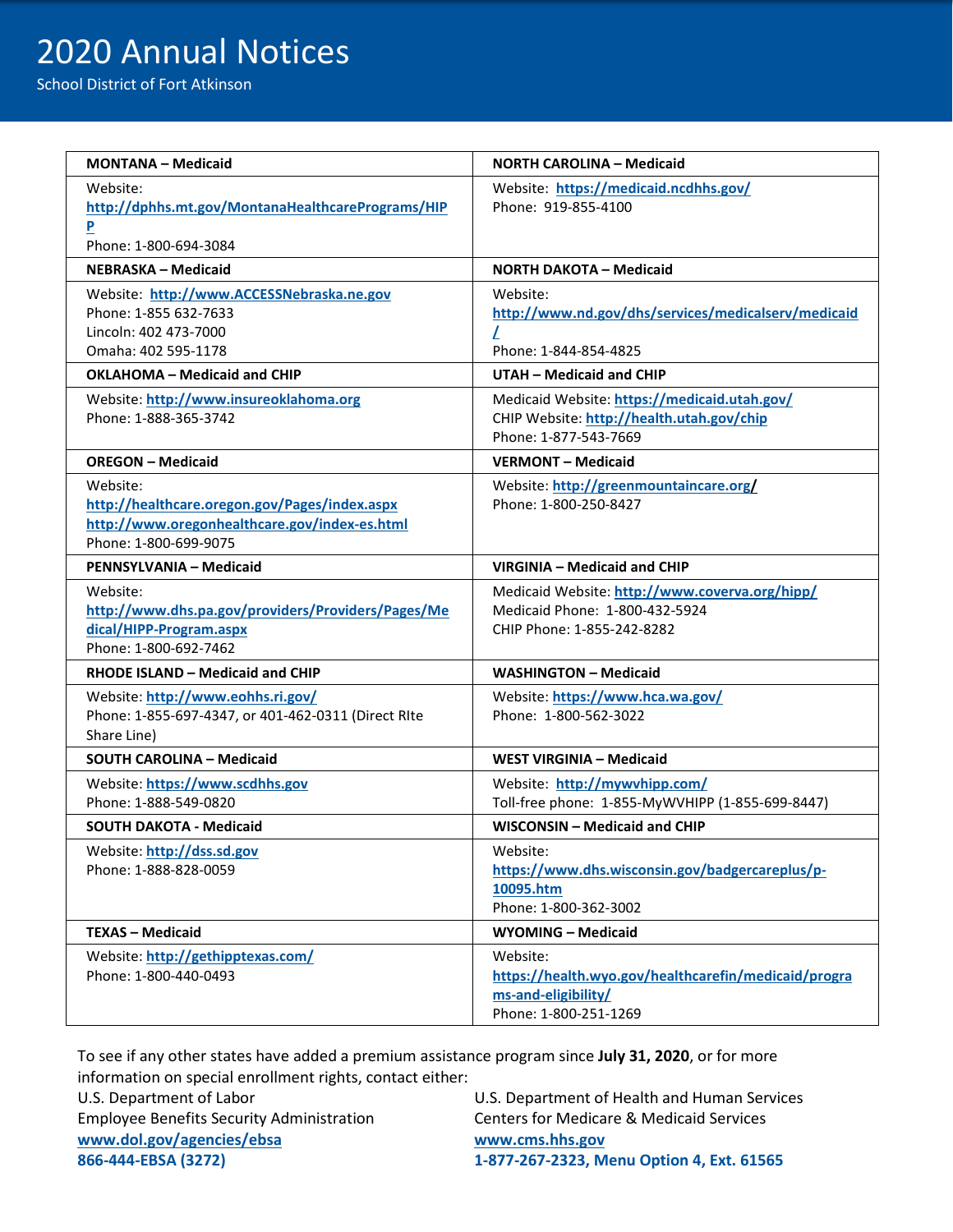| MONTANA – Medicaid | NORTH CAROLINA – Medicaid |
|---|---|
| Website: http://dphhs.mt.gov/MontanaHealthcarePrograms/HIPP<br>Phone: 1-800-694-3084 | Website: https://medicaid.ncdhhs.gov/<br>Phone: 919-855-4100 |
| **NEBRASKA – Medicaid** | **NORTH DAKOTA – Medicaid** |
| Website: http://www.ACCESSNebraska.ne.gov<br>Phone: 1-855 632-7633<br>Lincoln: 402 473-7000<br>Omaha: 402 595-1178 | Website: http://www.nd.gov/dhs/services/medicalserv/medicaid/<br>Phone: 1-844-854-4825 |
| **OKLAHOMA – Medicaid and CHIP** | **UTAH – Medicaid and CHIP** |
| Website: http://www.insureoklahoma.org<br>Phone: 1-888-365-3742 | Medicaid Website: https://medicaid.utah.gov/<br>CHIP Website: http://health.utah.gov/chip<br>Phone: 1-877-543-7669 |
| **OREGON – Medicaid** | **VERMONT – Medicaid** |
| Website: http://healthcare.oregon.gov/Pages/index.aspx<br>http://www.oregonhealthcare.gov/index-es.html<br>Phone: 1-800-699-9075 | Website: http://greenmountaincare.org/<br>Phone: 1-800-250-8427 |
| **PENNSYLVANIA – Medicaid** | **VIRGINIA – Medicaid and CHIP** |
| Website: http://www.dhs.pa.gov/providers/Providers/Pages/Medical/HIPP-Program.aspx<br>Phone: 1-800-692-7462 | Medicaid Website: http://www.coverva.org/hipp/<br>Medicaid Phone: 1-800-432-5924<br>CHIP Phone: 1-855-242-8282 |
| **RHODE ISLAND – Medicaid and CHIP** | **WASHINGTON – Medicaid** |
| Website: http://www.eohhs.ri.gov/<br>Phone: 1-855-697-4347, or 401-462-0311 (Direct RIte Share Line) | Website: https://www.hca.wa.gov/<br>Phone: 1-800-562-3022 |
| **SOUTH CAROLINA – Medicaid** | **WEST VIRGINIA – Medicaid** |
| Website: https://www.scdhhs.gov<br>Phone: 1-888-549-0820 | Website: http://mywvhipp.com/<br>Toll-free phone: 1-855-MyWVHIPP (1-855-699-8447) |
| **SOUTH DAKOTA - Medicaid** | **WISCONSIN – Medicaid and CHIP** |
| Website: http://dss.sd.gov<br>Phone: 1-888-828-0059 | Website: https://www.dhs.wisconsin.gov/badgercareplus/p-10095.htm<br>Phone: 1-800-362-3002 |
| **TEXAS – Medicaid** | **WYOMING – Medicaid** |
| Website: http://gethipptexas.com/<br>Phone: 1-800-440-0493 | Website: https://health.wyo.gov/healthcarefin/medicaid/programs-and-eligibility/<br>Phone: 1-800-251-1269 |

To see if any other states have added a premium assistance program since **July 31, 2020**, or for more information on special enrollment rights, contact either:

U.S. Department of Labor
Employee Benefits Security Administration
**www.dol.gov/agencies/ebsa**
**866-444-EBSA (3272)**

U.S. Department of Health and Human Services
Centers for Medicare & Medicaid Services
**www.cms.hhs.gov**
**1-877-267-2323, Menu Option 4, Ext. 61565**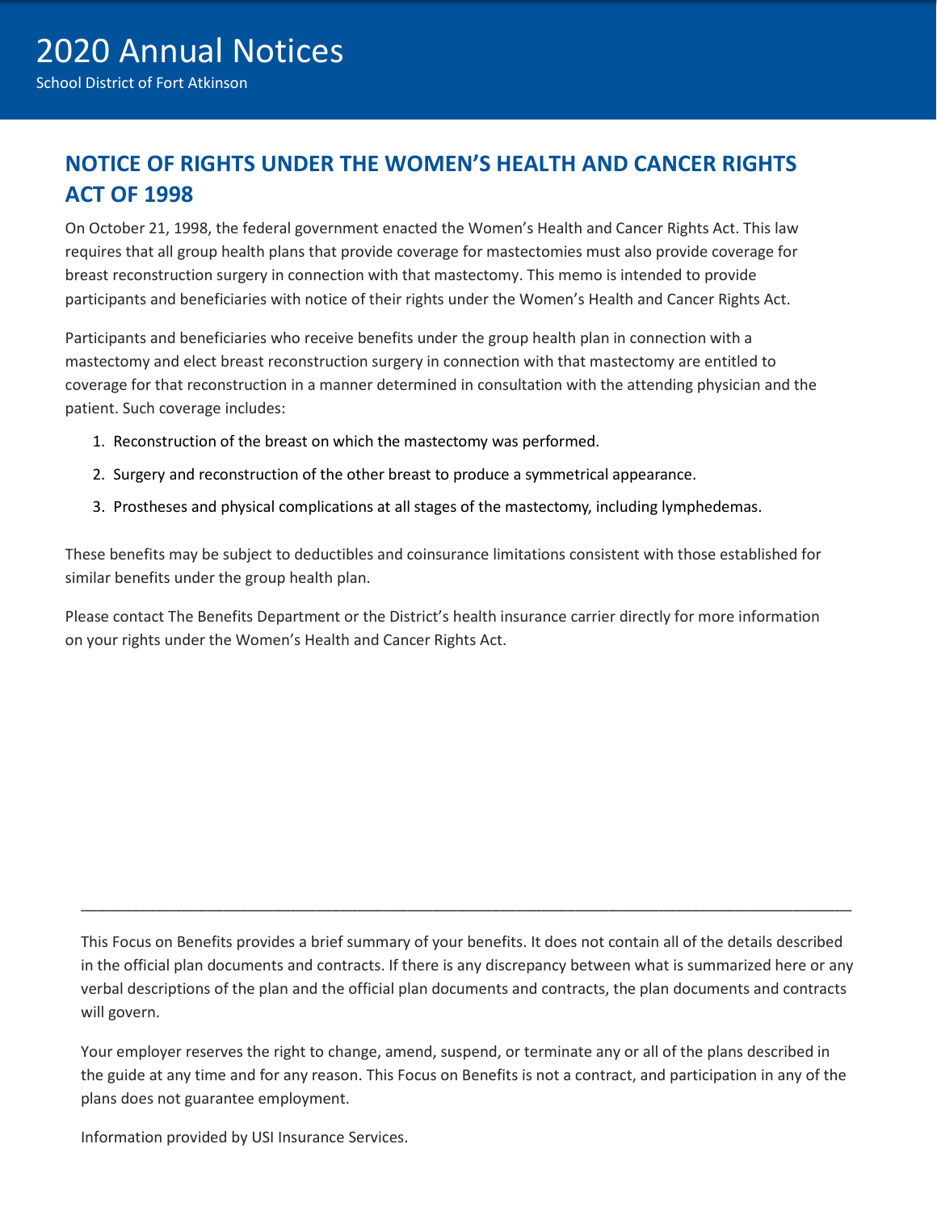## NOTICE OF RIGHTS UNDER THE WOMEN'S HEALTH AND CANCER RIGHTS ACT OF 1998

On October 21, 1998, the federal government enacted the Women's Health and Cancer Rights Act. This law requires that all group health plans that provide coverage for mastectomies must also provide coverage for breast reconstruction surgery in connection with that mastectomy. This memo is intended to provide participants and beneficiaries with notice of their rights under the Women's Health and Cancer Rights Act.

Participants and beneficiaries who receive benefits under the group health plan in connection with a mastectomy and elect breast reconstruction surgery in connection with that mastectomy are entitled to coverage for that reconstruction in a manner determined in consultation with the attending physician and the patient. Such coverage includes:

1. Reconstruction of the breast on which the mastectomy was performed.
2. Surgery and reconstruction of the other breast to produce a symmetrical appearance.
3. Prostheses and physical complications at all stages of the mastectomy, including lymphedemas.

These benefits may be subject to deductibles and coinsurance limitations consistent with those established for similar benefits under the group health plan.

Please contact The Benefits Department or the District's health insurance carrier directly for more information on your rights under the Women's Health and Cancer Rights Act.

---

This Focus on Benefits provides a brief summary of your benefits. It does not contain all of the details described in the official plan documents and contracts. If there is any discrepancy between what is summarized here or any verbal descriptions of the plan and the official plan documents and contracts, the plan documents and contracts will govern.

Your employer reserves the right to change, amend, suspend, or terminate any or all of the plans described in the guide at any time and for any reason. This Focus on Benefits is not a contract, and participation in any of the plans does not guarantee employment.

Information provided by USI Insurance Services.